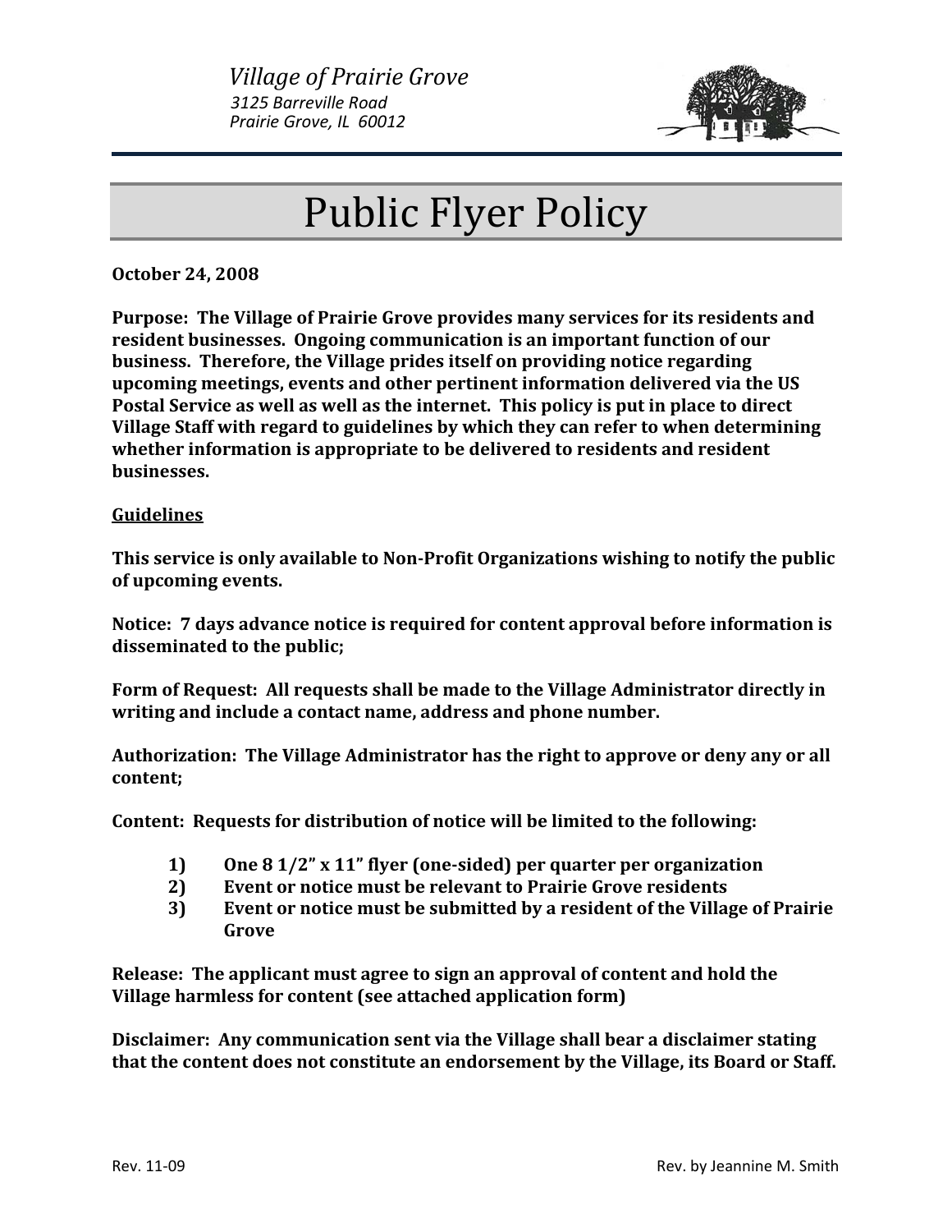*Village of Prairie Grove*
*3125 Barreville Road*
*Prairie Grove, IL 60012*

# Public Flyer Policy

**October 24, 2008**

**Purpose: The Village of Prairie Grove provides many services for its residents and resident businesses. Ongoing communication is an important function of our business. Therefore, the Village prides itself on providing notice regarding upcoming meetings, events and other pertinent information delivered via the US Postal Service as well as well as the internet. This policy is put in place to direct Village Staff with regard to guidelines by which they can refer to when determining whether information is appropriate to be delivered to residents and resident businesses.**

**<u>Guidelines</u>**

**This service is only available to Non-Profit Organizations wishing to notify the public of upcoming events.**

**Notice: 7 days advance notice is required for content approval before information is disseminated to the public;**

**Form of Request: All requests shall be made to the Village Administrator directly in writing and include a contact name, address and phone number.**

**Authorization: The Village Administrator has the right to approve or deny any or all content;**

**Content: Requests for distribution of notice will be limited to the following:**

1) **One 8 1/2" x 11" flyer (one-sided) per quarter per organization**
2) **Event or notice must be relevant to Prairie Grove residents**
3) **Event or notice must be submitted by a resident of the Village of Prairie Grove**

**Release: The applicant must agree to sign an approval of content and hold the Village harmless for content (see attached application form)**

**Disclaimer: Any communication sent via the Village shall bear a disclaimer stating that the content does not constitute an endorsement by the Village, its Board or Staff.**

Rev. 11-09 Rev. by Jeannine M. Smith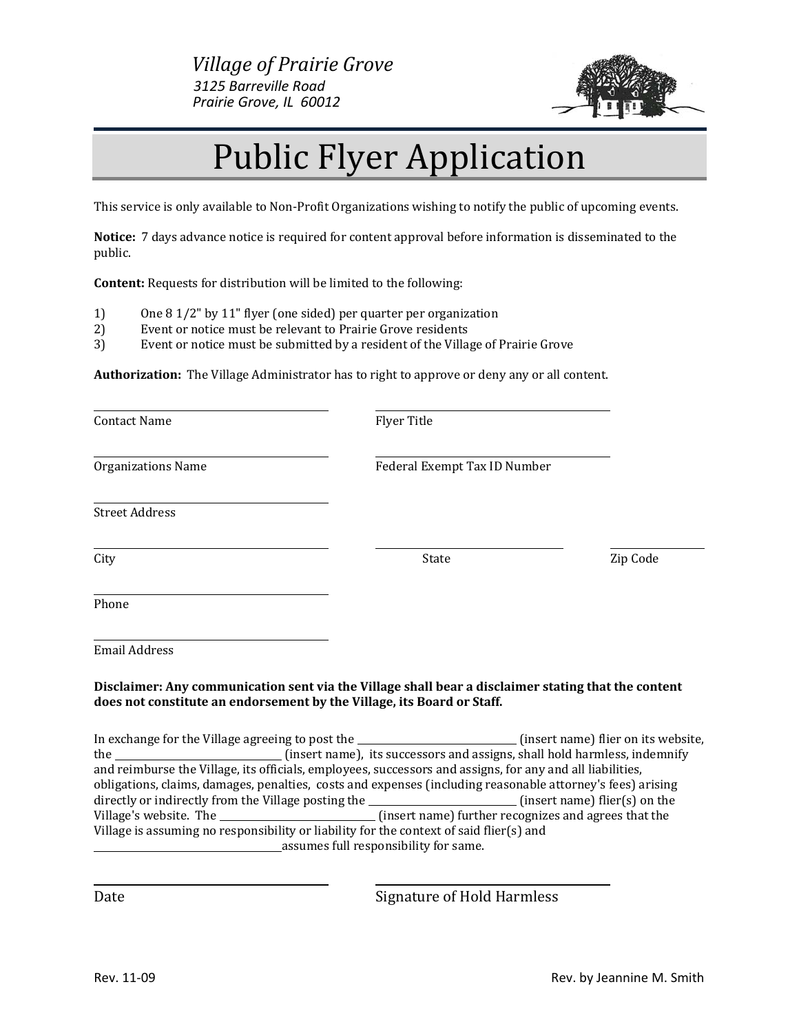*Village of Prairie Grove*
*3125 Barreville Road*
*Prairie Grove, IL 60012*

# Public Flyer Application

This service is only available to Non-Profit Organizations wishing to notify the public of upcoming events.

**Notice:** 7 days advance notice is required for content approval before information is disseminated to the public.

**Content:** Requests for distribution will be limited to the following:

1) One 8 1/2" by 11" flyer (one sided) per quarter per organization
2) Event or notice must be relevant to Prairie Grove residents
3) Event or notice must be submitted by a resident of the Village of Prairie Grove

**Authorization:** The Village Administrator has to right to approve or deny any or all content.

Contact Name ______________________ Flyer Title ______________________

Organizations Name ______________________ Federal Exempt Tax ID Number ______________________

Street Address ______________________

City ______________________ State ______________________ Zip Code ______________________

Phone ______________________

Email Address ______________________

**Disclaimer: Any communication sent via the Village shall bear a disclaimer stating that the content does not constitute an endorsement by the Village, its Board or Staff.**

In exchange for the Village agreeing to post the ______________________ (insert name) flier on its website, the ______________________ (insert name), its successors and assigns, shall hold harmless, indemnify and reimburse the Village, its officials, employees, successors and assigns, for any and all liabilities, obligations, claims, damages, penalties, costs and expenses (including reasonable attorney's fees) arising directly or indirectly from the Village posting the ______________________ (insert name) flier(s) on the Village's website. The ______________________ (insert name) further recognizes and agrees that the Village is assuming no responsibility or liability for the context of said flier(s) and ______________________ assumes full responsibility for same.

Date ______________________ Signature of Hold Harmless ______________________

Rev. 11-09 Rev. by Jeannine M. Smith